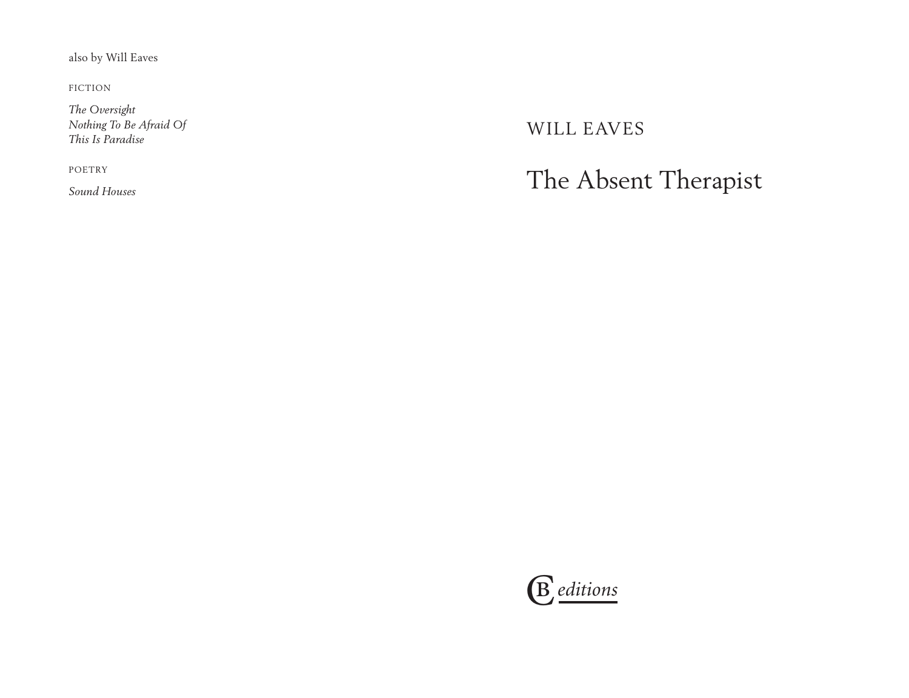also by Will Eaves

FICTION

*The Oversight*
*Nothing To Be Afraid Of*
*This Is Paradise*

POETRY

*Sound Houses*

WILL EAVES

# The Absent Therapist

CB *editions*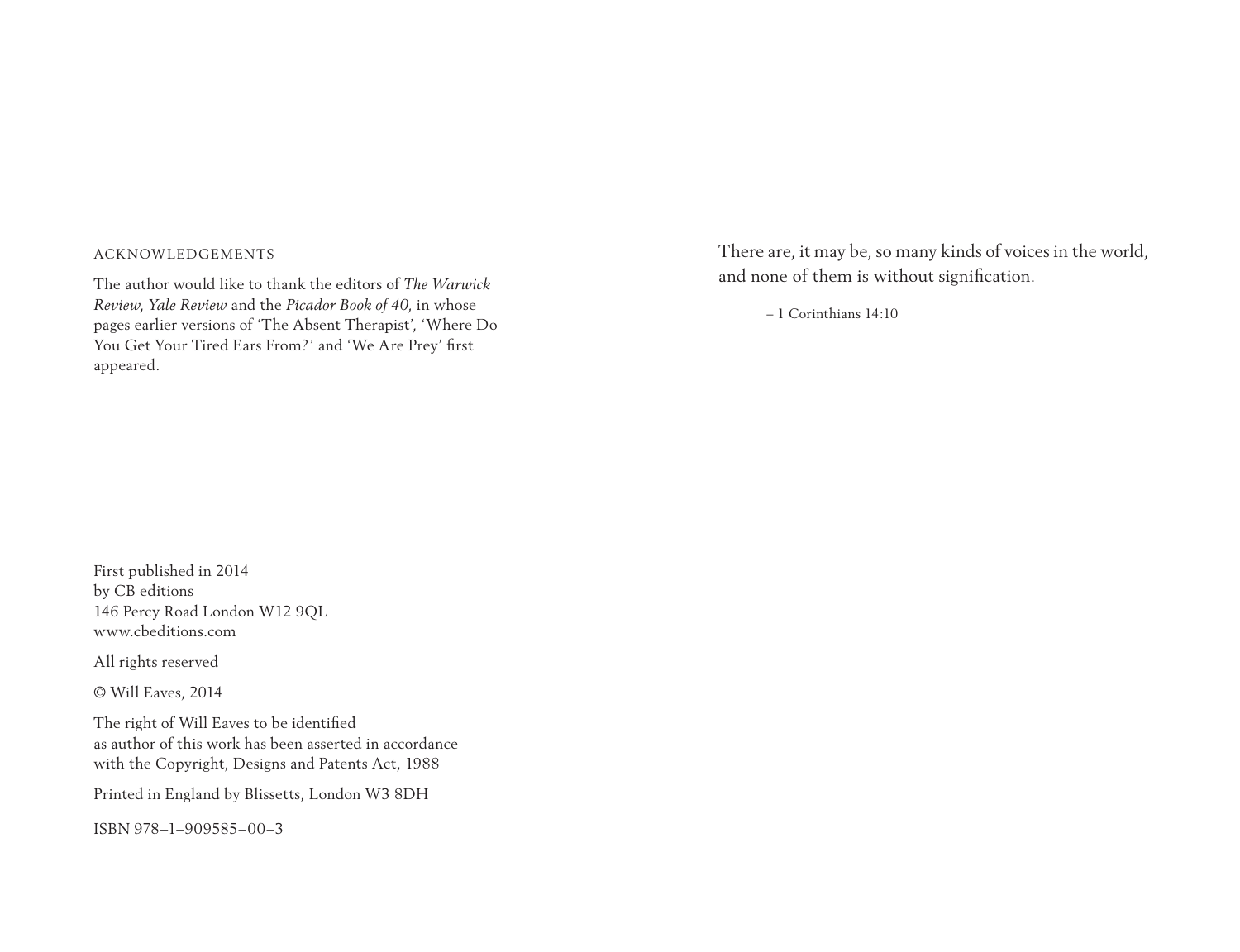## ACKNOWLEDGEMENTS

The author would like to thank the editors of *The Warwick Review*, *Yale Review* and the *Picador Book of 40*, in whose pages earlier versions of 'The Absent Therapist', 'Where Do You Get Your Tired Ears From?' and 'We Are Prey' first appeared.

First published in 2014
by CB editions
146 Percy Road London W12 9QL
www.cbeditions.com

All rights reserved

© Will Eaves, 2014

The right of Will Eaves to be identified
as author of this work has been asserted in accordance
with the Copyright, Designs and Patents Act, 1988

Printed in England by Blissetts, London W3 8DH

ISBN 978–1–909585–00–3

There are, it may be, so many kinds of voices in the world, and none of them is without signification.

– 1 Corinthians 14:10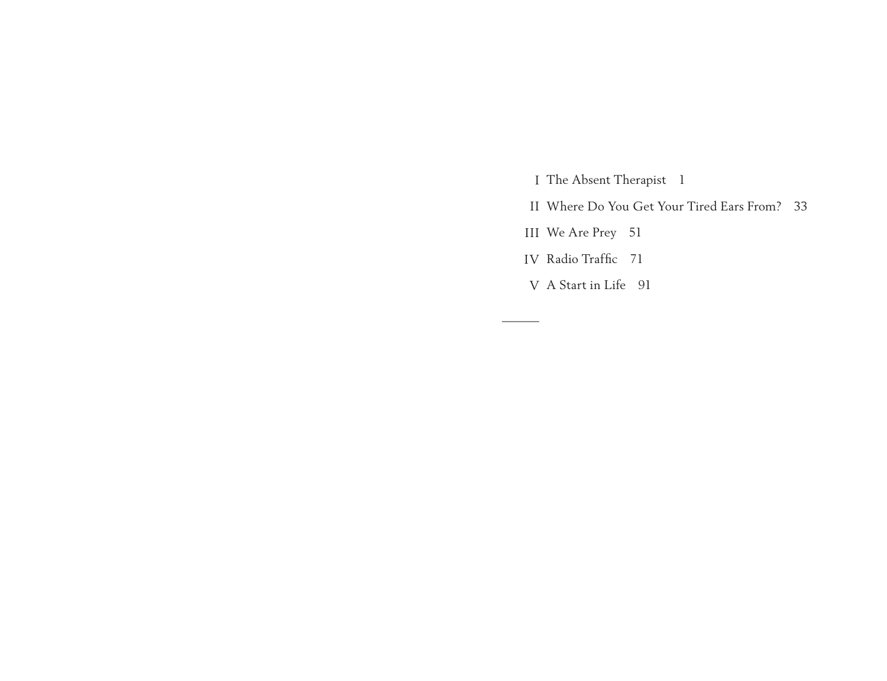I The Absent Therapist 1

II Where Do You Get Your Tired Ears From? 33

III We Are Prey 51

IV Radio Traffic 71

V A Start in Life 91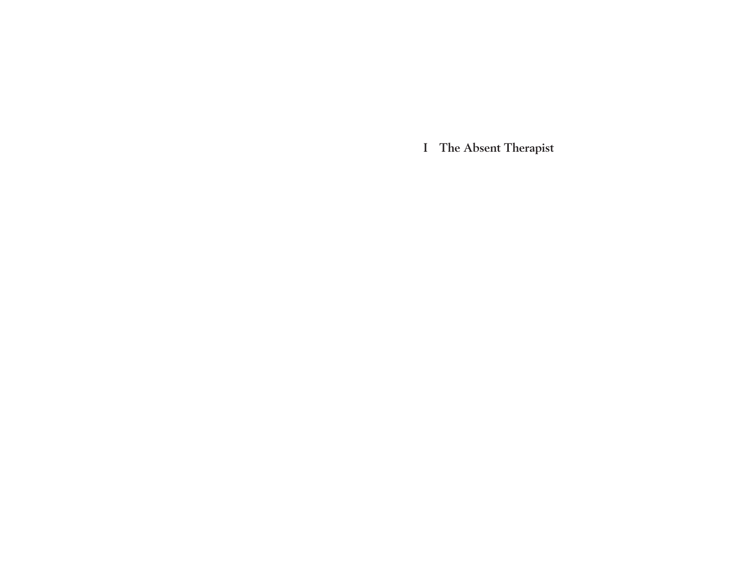# I The Absent Therapist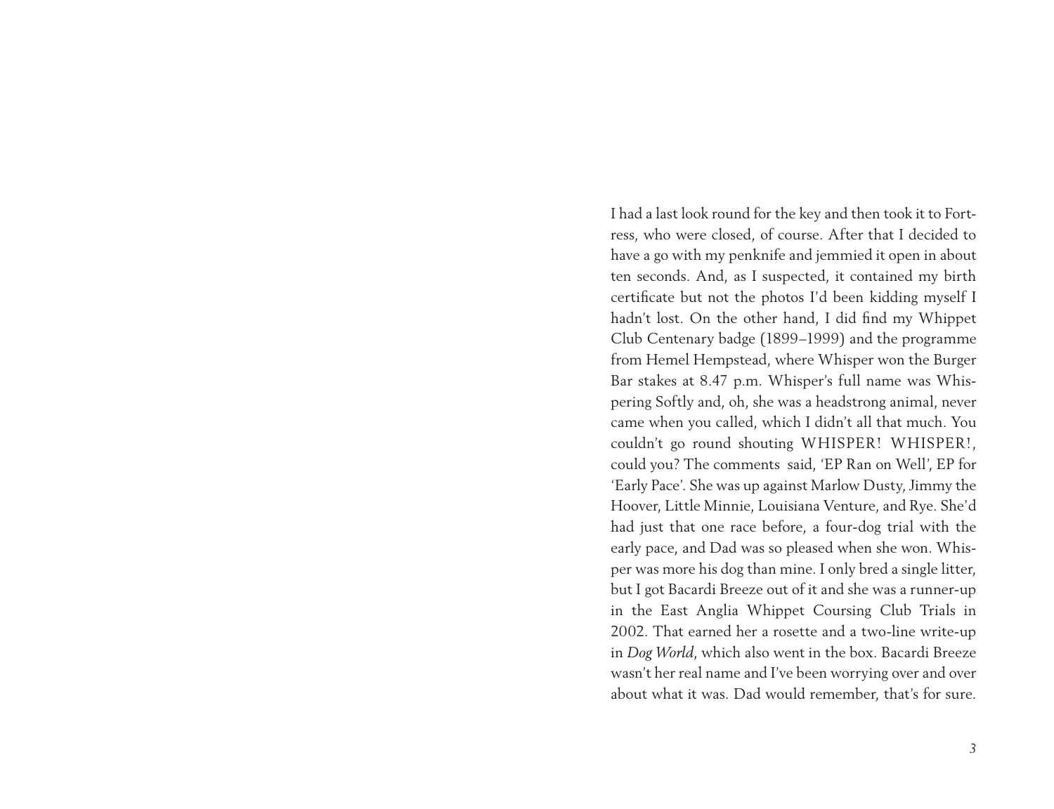I had a last look round for the key and then took it to Fortress, who were closed, of course. After that I decided to have a go with my penknife and jemmied it open in about ten seconds. And, as I suspected, it contained my birth certificate but not the photos I'd been kidding myself I hadn't lost. On the other hand, I did find my Whippet Club Centenary badge (1899–1999) and the programme from Hemel Hempstead, where Whisper won the Burger Bar stakes at 8.47 p.m. Whisper's full name was Whispering Softly and, oh, she was a headstrong animal, never came when you called, which I didn't all that much. You couldn't go round shouting WHISPER! WHISPER!, could you? The comments said, 'EP Ran on Well', EP for 'Early Pace'. She was up against Marlow Dusty, Jimmy the Hoover, Little Minnie, Louisiana Venture, and Rye. She'd had just that one race before, a four-dog trial with the early pace, and Dad was so pleased when she won. Whisper was more his dog than mine. I only bred a single litter, but I got Bacardi Breeze out of it and she was a runner-up in the East Anglia Whippet Coursing Club Trials in 2002. That earned her a rosette and a two-line write-up in *Dog World*, which also went in the box. Bacardi Breeze wasn't her real name and I've been worrying over and over about what it was. Dad would remember, that's for sure.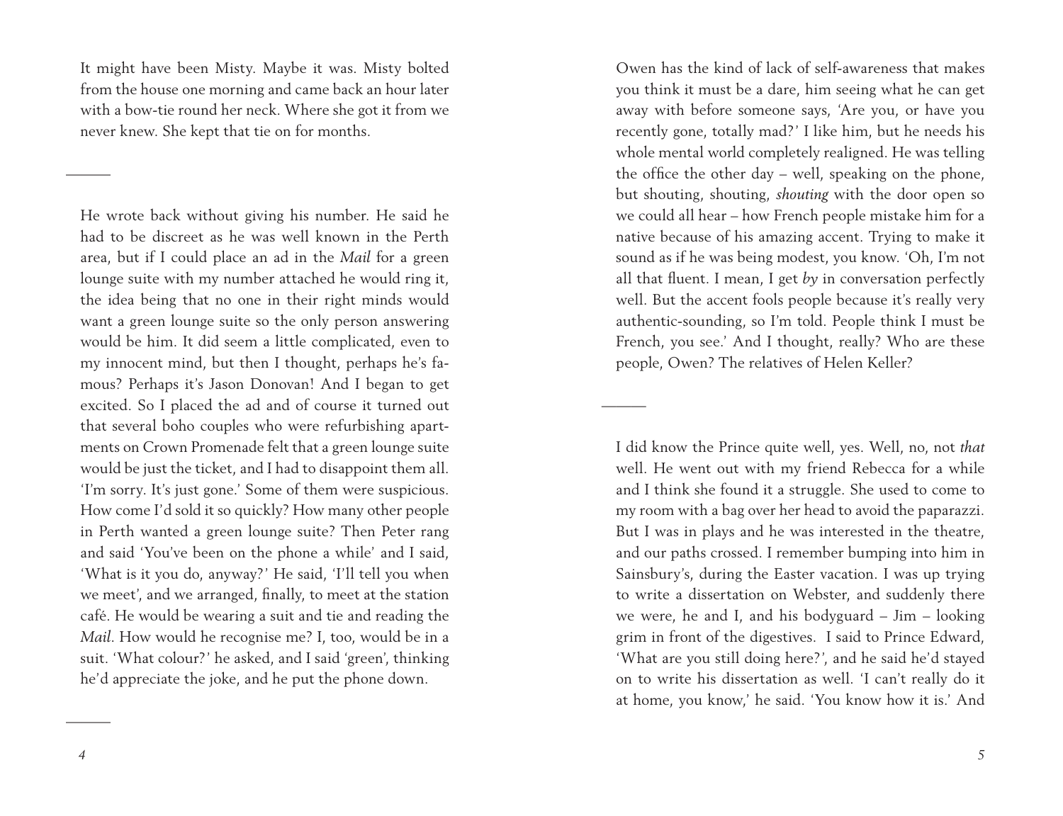It might have been Misty. Maybe it was. Misty bolted from the house one morning and came back an hour later with a bow-tie round her neck. Where she got it from we never knew. She kept that tie on for months.

---

He wrote back without giving his number. He said he had to be discreet as he was well known in the Perth area, but if I could place an ad in the *Mail* for a green lounge suite with my number attached he would ring it, the idea being that no one in their right minds would want a green lounge suite so the only person answering would be him. It did seem a little complicated, even to my innocent mind, but then I thought, perhaps he's famous? Perhaps it's Jason Donovan! And I began to get excited. So I placed the ad and of course it turned out that several boho couples who were refurbishing apartments on Crown Promenade felt that a green lounge suite would be just the ticket, and I had to disappoint them all. 'I'm sorry. It's just gone.' Some of them were suspicious. How come I'd sold it so quickly? How many other people in Perth wanted a green lounge suite? Then Peter rang and said 'You've been on the phone a while' and I said, 'What is it you do, anyway?' He said, 'I'll tell you when we meet', and we arranged, finally, to meet at the station café. He would be wearing a suit and tie and reading the *Mail*. How would he recognise me? I, too, would be in a suit. 'What colour?' he asked, and I said 'green', thinking he'd appreciate the joke, and he put the phone down.

---

Owen has the kind of lack of self-awareness that makes you think it must be a dare, him seeing what he can get away with before someone says, 'Are you, or have you recently gone, totally mad?' I like him, but he needs his whole mental world completely realigned. He was telling the office the other day – well, speaking on the phone, but shouting, shouting, *shouting* with the door open so we could all hear – how French people mistake him for a native because of his amazing accent. Trying to make it sound as if he was being modest, you know. 'Oh, I'm not all that fluent. I mean, I get *by* in conversation perfectly well. But the accent fools people because it's really very authentic-sounding, so I'm told. People think I must be French, you see.' And I thought, really? Who are these people, Owen? The relatives of Helen Keller?

---

I did know the Prince quite well, yes. Well, no, not *that* well. He went out with my friend Rebecca for a while and I think she found it a struggle. She used to come to my room with a bag over her head to avoid the paparazzi. But I was in plays and he was interested in the theatre, and our paths crossed. I remember bumping into him in Sainsbury's, during the Easter vacation. I was up trying to write a dissertation on Webster, and suddenly there we were, he and I, and his bodyguard – Jim – looking grim in front of the digestives. I said to Prince Edward, 'What are you still doing here?', and he said he'd stayed on to write his dissertation as well. 'I can't really do it at home, you know,' he said. 'You know how it is.' And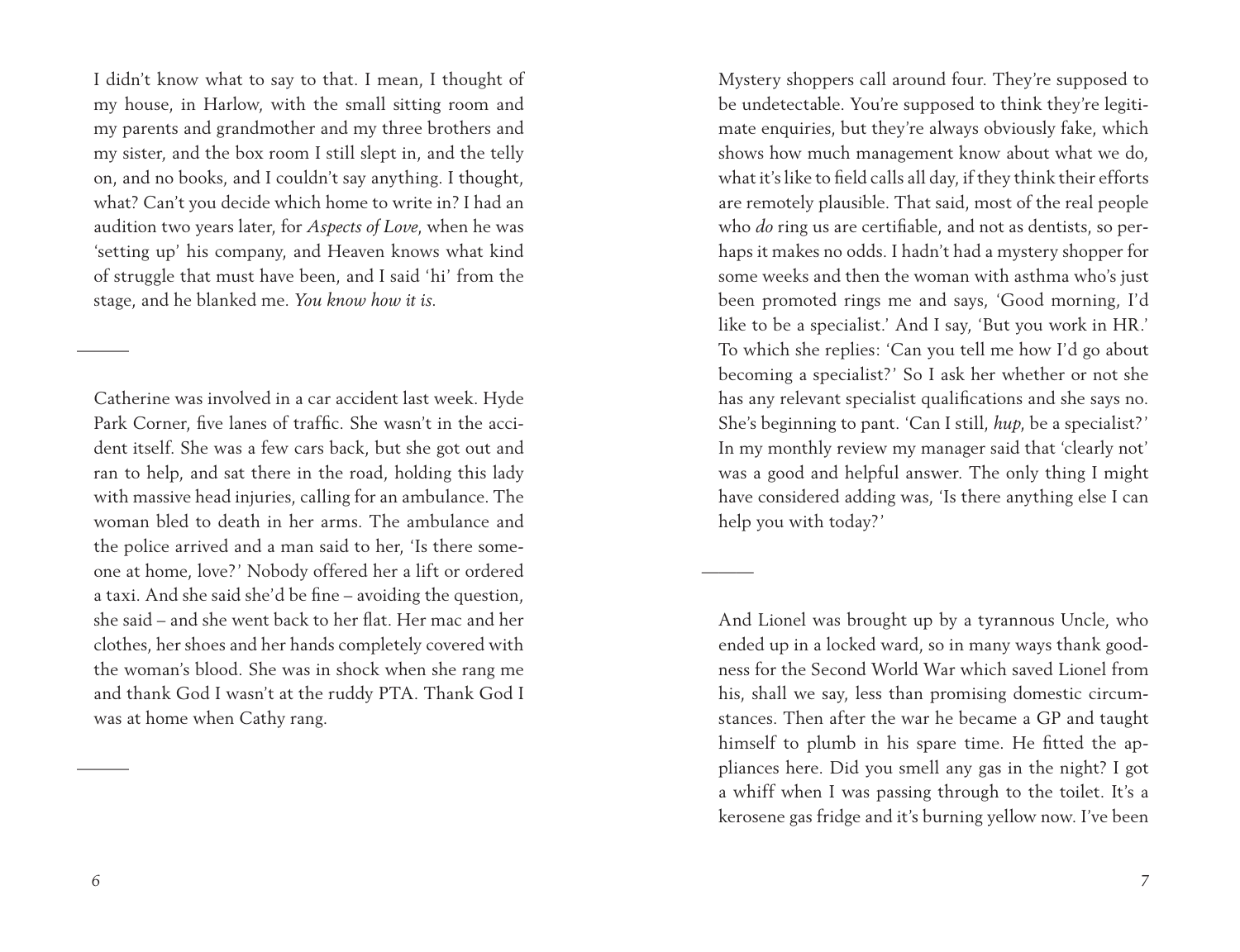I didn't know what to say to that. I mean, I thought of my house, in Harlow, with the small sitting room and my parents and grandmother and my three brothers and my sister, and the box room I still slept in, and the telly on, and no books, and I couldn't say anything. I thought, what? Can't you decide which home to write in? I had an audition two years later, for *Aspects of Love*, when he was 'setting up' his company, and Heaven knows what kind of struggle that must have been, and I said 'hi' from the stage, and he blanked me. *You know how it is.*

---

Catherine was involved in a car accident last week. Hyde Park Corner, five lanes of traffic. She wasn't in the accident itself. She was a few cars back, but she got out and ran to help, and sat there in the road, holding this lady with massive head injuries, calling for an ambulance. The woman bled to death in her arms. The ambulance and the police arrived and a man said to her, 'Is there someone at home, love?' Nobody offered her a lift or ordered a taxi. And she said she'd be fine – avoiding the question, she said – and she went back to her flat. Her mac and her clothes, her shoes and her hands completely covered with the woman's blood. She was in shock when she rang me and thank God I wasn't at the ruddy PTA. Thank God I was at home when Cathy rang.

---

Mystery shoppers call around four. They're supposed to be undetectable. You're supposed to think they're legitimate enquiries, but they're always obviously fake, which shows how much management know about what we do, what it's like to field calls all day, if they think their efforts are remotely plausible. That said, most of the real people who *do* ring us are certifiable, and not as dentists, so perhaps it makes no odds. I hadn't had a mystery shopper for some weeks and then the woman with asthma who's just been promoted rings me and says, 'Good morning, I'd like to be a specialist.' And I say, 'But you work in HR.' To which she replies: 'Can you tell me how I'd go about becoming a specialist?' So I ask her whether or not she has any relevant specialist qualifications and she says no. She's beginning to pant. 'Can I still, *hup*, be a specialist?' In my monthly review my manager said that 'clearly not' was a good and helpful answer. The only thing I might have considered adding was, 'Is there anything else I can help you with today?'

---

And Lionel was brought up by a tyrannous Uncle, who ended up in a locked ward, so in many ways thank goodness for the Second World War which saved Lionel from his, shall we say, less than promising domestic circumstances. Then after the war he became a GP and taught himself to plumb in his spare time. He fitted the appliances here. Did you smell any gas in the night? I got a whiff when I was passing through to the toilet. It's a kerosene gas fridge and it's burning yellow now. I've been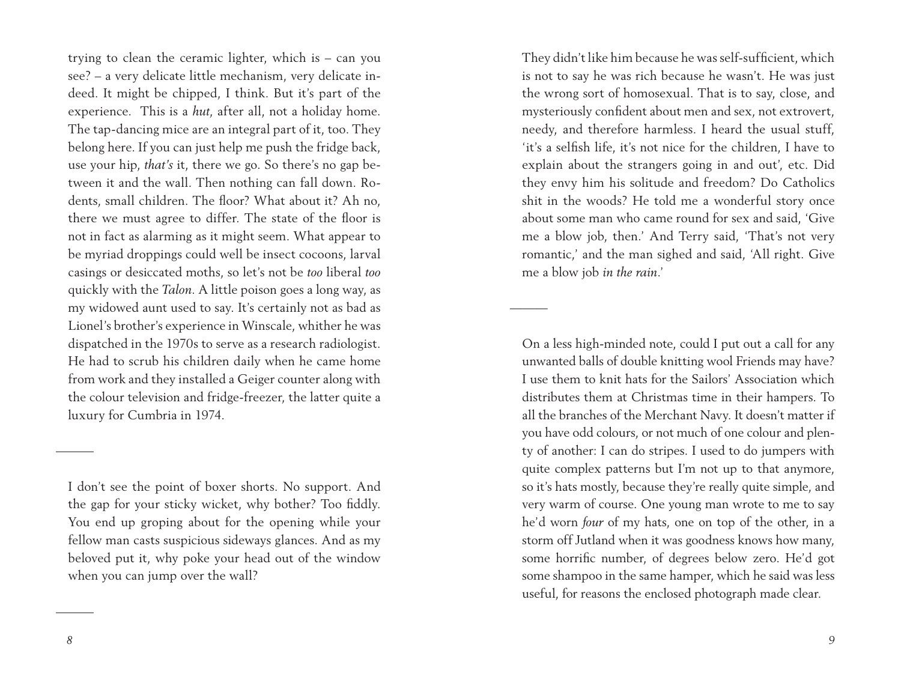trying to clean the ceramic lighter, which is – can you see? – a very delicate little mechanism, very delicate indeed. It might be chipped, I think. But it's part of the experience. This is a *hut*, after all, not a holiday home. The tap-dancing mice are an integral part of it, too. They belong here. If you can just help me push the fridge back, use your hip, *that's* it, there we go. So there's no gap between it and the wall. Then nothing can fall down. Rodents, small children. The floor? What about it? Ah no, there we must agree to differ. The state of the floor is not in fact as alarming as it might seem. What appear to be myriad droppings could well be insect cocoons, larval casings or desiccated moths, so let's not be *too* liberal *too* quickly with the *Talon*. A little poison goes a long way, as my widowed aunt used to say. It's certainly not as bad as Lionel's brother's experience in Winscale, whither he was dispatched in the 1970s to serve as a research radiologist. He had to scrub his children daily when he came home from work and they installed a Geiger counter along with the colour television and fridge-freezer, the latter quite a luxury for Cumbria in 1974.

---

I don't see the point of boxer shorts. No support. And the gap for your sticky wicket, why bother? Too fiddly. You end up groping about for the opening while your fellow man casts suspicious sideways glances. And as my beloved put it, why poke your head out of the window when you can jump over the wall?

---

They didn't like him because he was self-sufficient, which is not to say he was rich because he wasn't. He was just the wrong sort of homosexual. That is to say, close, and mysteriously confident about men and sex, not extrovert, needy, and therefore harmless. I heard the usual stuff, 'it's a selfish life, it's not nice for the children, I have to explain about the strangers going in and out', etc. Did they envy him his solitude and freedom? Do Catholics shit in the woods? He told me a wonderful story once about some man who came round for sex and said, 'Give me a blow job, then.' And Terry said, 'That's not very romantic,' and the man sighed and said, 'All right. Give me a blow job *in the rain*.'

---

On a less high-minded note, could I put out a call for any unwanted balls of double knitting wool Friends may have? I use them to knit hats for the Sailors' Association which distributes them at Christmas time in their hampers. To all the branches of the Merchant Navy. It doesn't matter if you have odd colours, or not much of one colour and plenty of another: I can do stripes. I used to do jumpers with quite complex patterns but I'm not up to that anymore, so it's hats mostly, because they're really quite simple, and very warm of course. One young man wrote to me to say he'd worn *four* of my hats, one on top of the other, in a storm off Jutland when it was goodness knows how many, some horrific number, of degrees below zero. He'd got some shampoo in the same hamper, which he said was less useful, for reasons the enclosed photograph made clear.